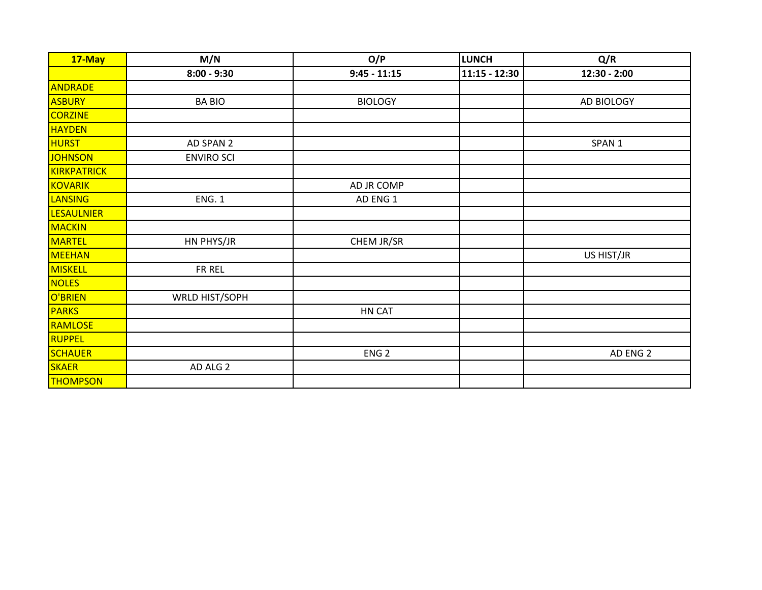| 17-May | M/N | O/P | LUNCH | Q/R |
|---|---|---|---|---|
| | 8:00 - 9:30 | 9:45 - 11:15 | 11:15 - 12:30 | 12:30 - 2:00 |
| ANDRADE | | | | |
| ASBURY | BA BIO | BIOLOGY | | AD BIOLOGY |
| CORZINE | | | | |
| HAYDEN | | | | |
| HURST | AD SPAN 2 | | | SPAN 1 |
| JOHNSON | ENVIRO SCI | | | |
| KIRKPATRICK | | | | |
| KOVARIK | | AD JR COMP | | |
| LANSING | ENG. 1 | AD ENG 1 | | |
| LESAULNIER | | | | |
| MACKIN | | | | |
| MARTEL | HN PHYS/JR | CHEM JR/SR | | |
| MEEHAN | | | | US HIST/JR |
| MISKELL | FR REL | | | |
| NOLES | | | | |
| O'BRIEN | WRLD HIST/SOPH | | | |
| PARKS | | HN CAT | | |
| RAMLOSE | | | | |
| RUPPEL | | | | |
| SCHAUER | | ENG 2 | | AD ENG 2 |
| SKAER | AD ALG 2 | | | |
| THOMPSON | | | | |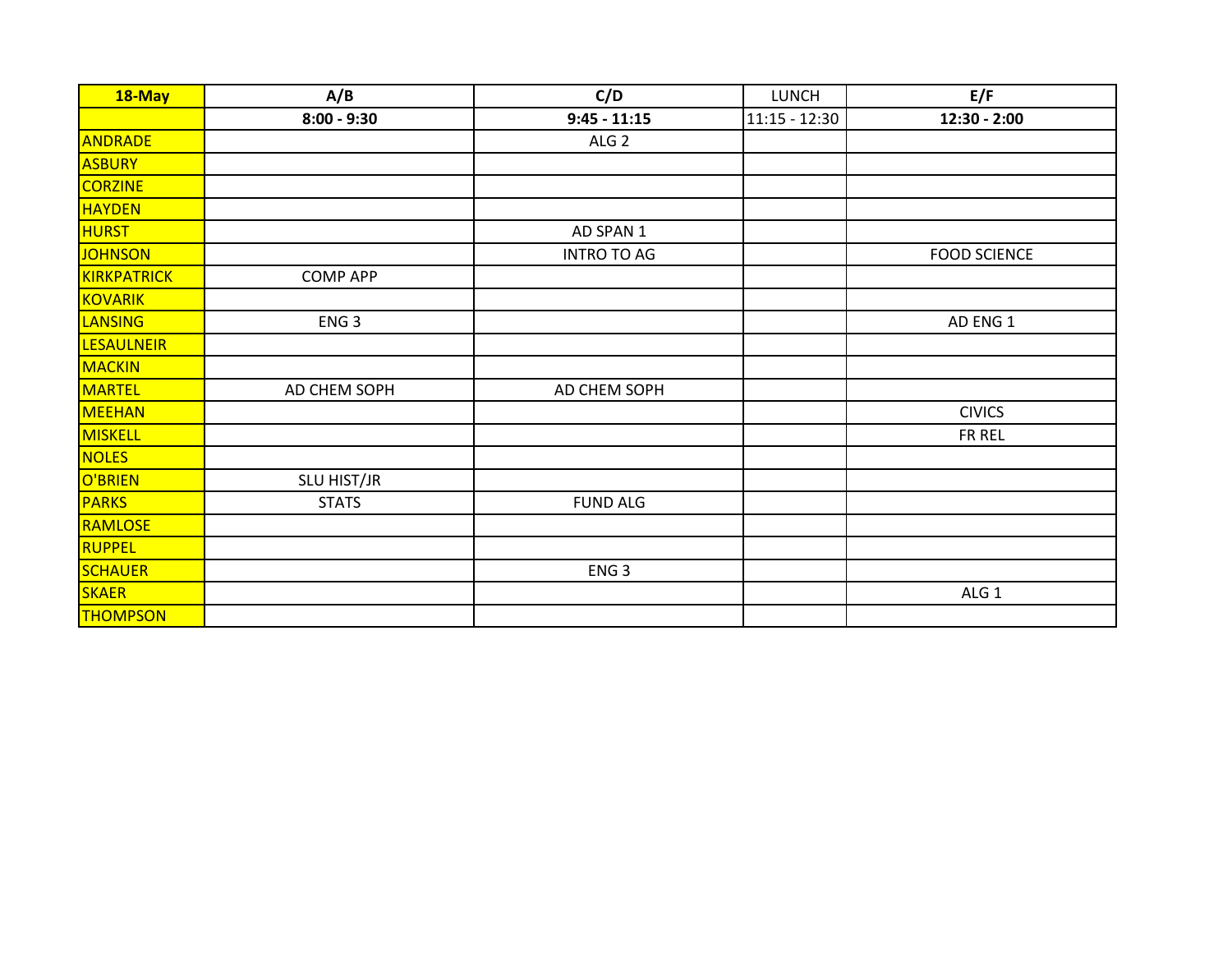| 18-May | A/B | C/D | LUNCH | E/F |
|---|---|---|---|---|
| | 8:00 - 9:30 | 9:45 - 11:15 | 11:15 - 12:30 | 12:30 - 2:00 |
| ANDRADE | | ALG 2 | | |
| ASBURY | | | | |
| CORZINE | | | | |
| HAYDEN | | | | |
| HURST | | AD SPAN 1 | | |
| JOHNSON | | INTRO TO AG | | FOOD SCIENCE |
| KIRKPATRICK | COMP APP | | | |
| KOVARIK | | | | |
| LANSING | ENG 3 | | | AD ENG 1 |
| LESAULNEIR | | | | |
| MACKIN | | | | |
| MARTEL | AD CHEM SOPH | AD CHEM SOPH | | |
| MEEHAN | | | | CIVICS |
| MISKELL | | | | FR REL |
| NOLES | | | | |
| O'BRIEN | SLU HIST/JR | | | |
| PARKS | STATS | FUND ALG | | |
| RAMLOSE | | | | |
| RUPPEL | | | | |
| SCHAUER | | ENG 3 | | |
| SKAER | | | | ALG 1 |
| THOMPSON | | | | |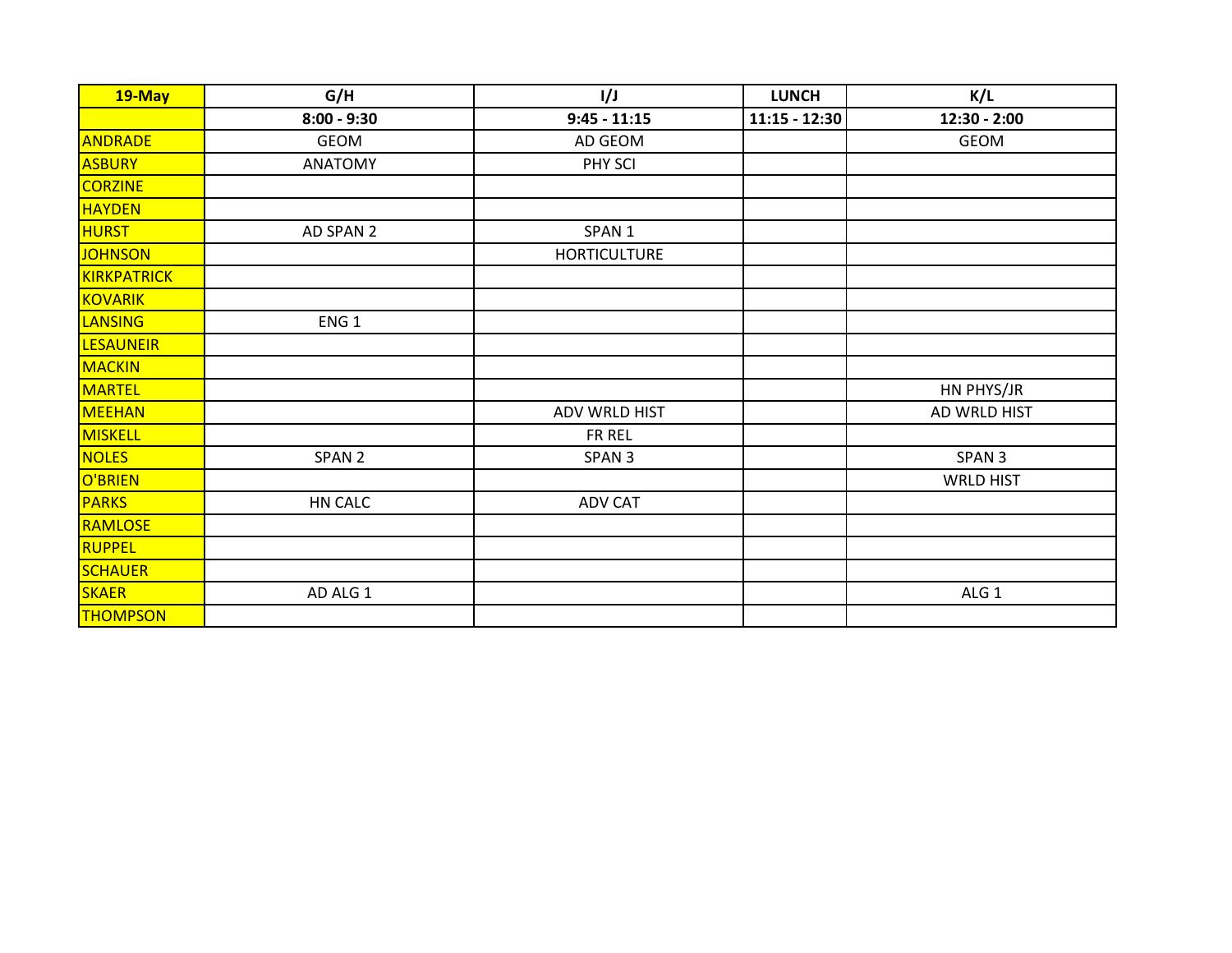| 19-May | G/H | I/J | LUNCH | K/L |
|---|---|---|---|---|
| | 8:00 - 9:30 | 9:45 - 11:15 | 11:15 - 12:30 | 12:30 - 2:00 |
| ANDRADE | GEOM | AD GEOM | | GEOM |
| ASBURY | ANATOMY | PHY SCI | | |
| CORZINE | | | | |
| HAYDEN | | | | |
| HURST | AD SPAN 2 | SPAN 1 | | |
| JOHNSON | | HORTICULTURE | | |
| KIRKPATRICK | | | | |
| KOVARIK | | | | |
| LANSING | ENG 1 | | | |
| LESAUNEIR | | | | |
| MACKIN | | | | |
| MARTEL | | | | HN PHYS/JR |
| MEEHAN | | ADV WRLD HIST | | AD WRLD HIST |
| MISKELL | | FR REL | | |
| NOLES | SPAN 2 | SPAN 3 | | SPAN 3 |
| O'BRIEN | | | | WRLD HIST |
| PARKS | HN CALC | ADV CAT | | |
| RAMLOSE | | | | |
| RUPPEL | | | | |
| SCHAUER | | | | |
| SKAER | AD ALG 1 | | | ALG 1 |
| THOMPSON | | | | |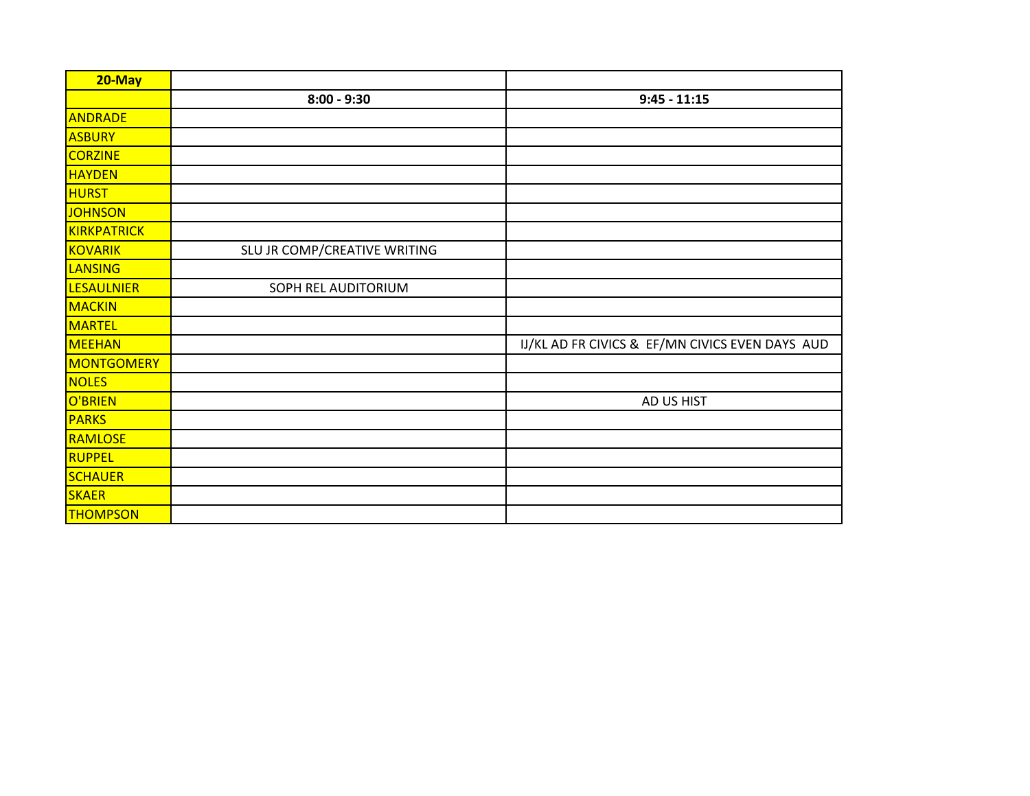| 20-May | | |
|---|---|---|
| | 8:00 - 9:30 | 9:45 - 11:15 |
| ANDRADE | | |
| ASBURY | | |
| CORZINE | | |
| HAYDEN | | |
| HURST | | |
| JOHNSON | | |
| KIRKPATRICK | | |
| KOVARIK | SLU JR COMP/CREATIVE WRITING | |
| LANSING | | |
| LESAULNIER | SOPH REL AUDITORIUM | |
| MACKIN | | |
| MARTEL | | |
| MEEHAN | | IJ/KL AD FR CIVICS & EF/MN CIVICS EVEN DAYS AUD |
| MONTGOMERY | | |
| NOLES | | |
| O'BRIEN | | AD US HIST |
| PARKS | | |
| RAMLOSE | | |
| RUPPEL | | |
| SCHAUER | | |
| SKAER | | |
| THOMPSON | | |